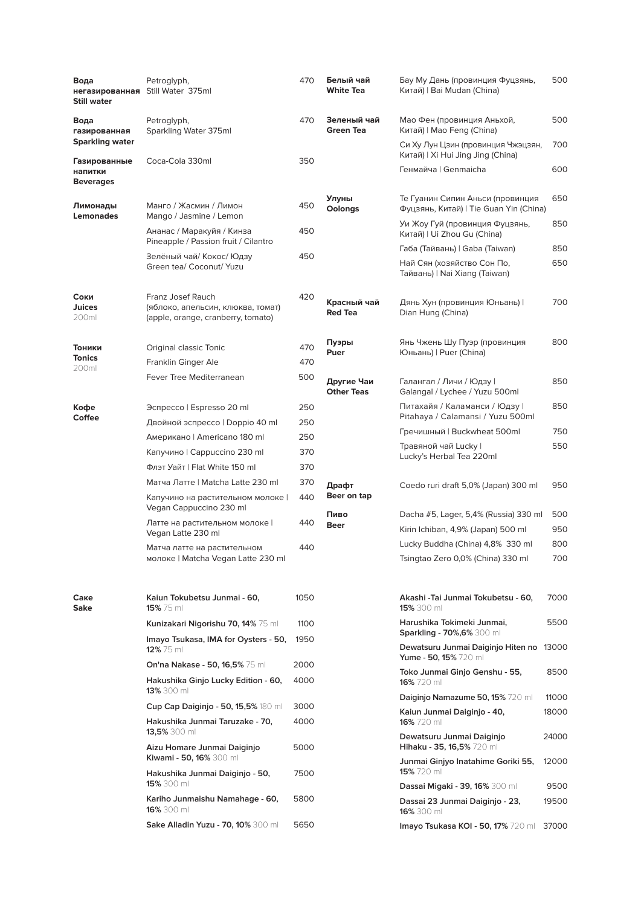## Вода негазированная / Still water

| | |
|---|---|
| Petroglyph, Still Water 375ml | 470 |

## Вода газированная / Sparkling water

| | |
|---|---|
| Petroglyph, Sparkling Water 375ml | 470 |

## Газированные напитки / Beverages

| | |
|---|---|
| Coca-Cola 330ml | 350 |

## Лимонады / Lemonades

| | |
|---|---|
| Манго / Жасмин / Лимон<br>Mango / Jasmine / Lemon | 450 |
| Ананас / Маракуйя / Кинза<br>Pineapple / Passion fruit / Cilantro | 450 |
| Зелёный чай/ Кокос/ Юдзу<br>Green tea/ Coconut/ Yuzu | 450 |

## Соки / Juices 200ml

| | |
|---|---|
| Franz Josef Rauch<br>(яблоко, апельсин, клюква, томат)<br>(apple, orange, cranberry, tomato) | 420 |

## Тоники / Tonics 200ml

| | |
|---|---|
| Original classic Tonic | 470 |
| Franklin Ginger Ale | 470 |
| Fever Tree Mediterranean | 500 |

## Кофе / Coffee

| | |
|---|---|
| Эспрессо \| Espresso 20 ml | 250 |
| Двойной эспрессо \| Doppio 40 ml | 250 |
| Американо \| Americano 180 ml | 250 |
| Капучино \| Cappuccino 230 ml | 370 |
| Флэт Уайт \| Flat White 150 ml | 370 |
| Матча Латте \| Matcha Latte 230 ml | 370 |
| Капучино на растительном молоке \| Vegan Cappuccino 230 ml | 440 |
| Латте на растительном молоке \| Vegan Latte 230 ml | 440 |
| Матча латте на растительном молоке \| Matcha Vegan Latte 230 ml | 440 |

## Белый чай / White Tea

| | |
|---|---|
| Бау Му Дань (провинция Фуцзянь, Китай) \| Bai Mudan (China) | 500 |

## Зеленый чай / Green Tea

| | |
|---|---|
| Мао Фен (провинция Аньхой, Китай) \| Mao Feng (China) | 500 |
| Си Ху Лун Цзин (провинция Чжэцзян, Китай) \| Xi Hui Jing Jing (China) | 700 |
| Генмайча \| Genmaicha | 600 |

## Улуны / Oolongs

| | |
|---|---|
| Те Гуанин Сипин Аньси (провинция Фуцзянь, Китай) \| Tie Guan Yin (China) | 650 |
| Уи Жоу Гуй (провинция Фуцзянь, Китай) \| Ui Zhou Gu (China) | 850 |
| Габа (Тайвань) \| Gaba (Taiwan) | 850 |
| Най Сян (хозяйство Сон По, Тайвань) \| Nai Xiang (Taiwan) | 650 |

## Красный чай / Red Tea

| | |
|---|---|
| Дянь Хун (провинция Юньань) \| Dian Hung (China) | 700 |

## Пуэры / Puer

| | |
|---|---|
| Янь Чжень Шу Пуэр (провинция Юньань) \| Puer (China) | 800 |

## Другие Чаи / Other Teas

| | |
|---|---|
| Галангал / Личи / Юдзу \| Galangal / Lychee / Yuzu 500ml | 850 |
| Питахайя / Каламанси / Юдзу \| Pitahaya / Calamansi / Yuzu 500ml | 850 |
| Гречишный \| Buckwheat 500ml | 750 |
| Травяной чай Lucky \| Lucky's Herbal Tea 220ml | 550 |

## Драфт / Beer on tap

| | |
|---|---|
| Coedo ruri draft 5,0% (Japan) 300 ml | 950 |

## Пиво / Beer

| | |
|---|---|
| Dacha #5, Lager, 5,4% (Russia) 330 ml | 500 |
| Kirin Ichiban, 4,9% (Japan) 500 ml | 950 |
| Lucky Buddha (China) 4,8% 330 ml | 800 |
| Tsingtao Zero 0,0% (China) 330 ml | 700 |

## Саке / Sake

| | |
|---|---|
| **Kaiun Tokubetsu Junmai - 60, 15%** 75 ml | 1050 |
| **Kunizakari Nigorishu 70, 14%** 75 ml | 1100 |
| **Imayo Tsukasa, IMA for Oysters - 50, 12%** 75 ml | 1950 |
| **On'na Nakase - 50, 16,5%** 75 ml | 2000 |
| **Hakushika Ginjo Lucky Edition - 60, 13%** 300 ml | 4000 |
| **Cup Cap Daiginjo - 50, 15,5%** 180 ml | 3000 |
| **Hakushika Junmai Taruzake - 70, 13,5%** 300 ml | 4000 |
| **Aizu Homare Junmai Daiginjo Kiwami - 50, 16%** 300 ml | 5000 |
| **Hakushika Junmai Daiginjo - 50, 15%** 300 ml | 7500 |
| **Kariho Junmaishu Namahage - 60, 16%** 300 ml | 5800 |
| **Sake Alladin Yuzu - 70, 10%** 300 ml | 5650 |
| **Akashi -Tai Junmai Tokubetsu - 60, 15%** 300 ml | 7000 |
| **Harushika Tokimeki Junmai, Sparkling - 70%,6%** 300 ml | 5500 |
| **Dewatsuru Junmai Daiginjo Hiten no Yume - 50, 15%** 720 ml | 13000 |
| **Toko Junmai Ginjo Genshu - 55, 16%** 720 ml | 8500 |
| **Daiginjo Namazume 50, 15%** 720 ml | 11000 |
| **Kaiun Junmai Daiginjo - 40, 16%** 720 ml | 18000 |
| **Dewatsuru Junmai Daiginjo Hihaku - 35, 16,5%** 720 ml | 24000 |
| **Junmai Ginjyo Inatahime Goriki 55, 15%** 720 ml | 12000 |
| **Dassai Migaki - 39, 16%** 300 ml | 9500 |
| **Dassai 23 Junmai Daiginjo - 23, 16%** 300 ml | 19500 |
| **Imayo Tsukasa KOI - 50, 17%** 720 ml | 37000 |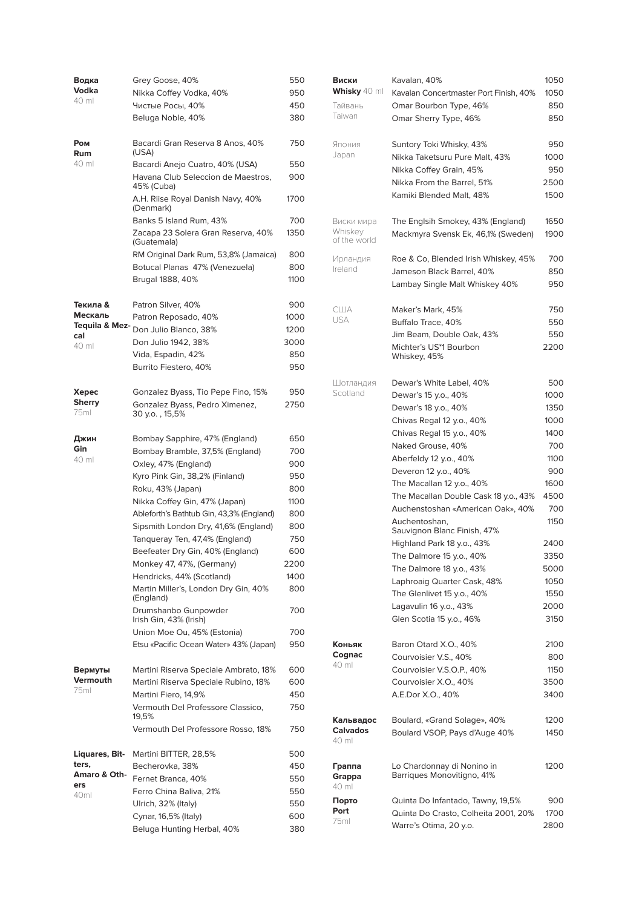## Водка / Vodka
40 ml

| Наименование | Цена |
|---|---|
| Grey Goose, 40% | 550 |
| Nikka Coffey Vodka, 40% | 950 |
| Чистые Росы, 40% | 450 |
| Beluga Noble, 40% | 380 |

## Ром / Rum
40 ml

| Наименование | Цена |
|---|---|
| Bacardi Gran Reserva 8 Anos, 40% (USA) | 750 |
| Bacardi Anejo Cuatro, 40% (USA) | 550 |
| Havana Club Seleccion de Maestros, 45% (Cuba) | 900 |
| A.H. Riise Royal Danish Navy, 40% (Denmark) | 1700 |
| Banks 5 Island Rum, 43% | 700 |
| Zacapa 23 Solera Gran Reserva, 40% (Guatemala) | 1350 |
| RM Original Dark Rum, 53,8% (Jamaica) | 800 |
| Botucal Planas 47% (Venezuela) | 800 |
| Brugal 1888, 40% | 1100 |

## Текила & Мескаль / Tequila & Mezcal
40 ml

| Наименование | Цена |
|---|---|
| Patron Silver, 40% | 900 |
| Patron Reposado, 40% | 1000 |
| Don Julio Blanco, 38% | 1200 |
| Don Julio 1942, 38% | 3000 |
| Vida, Espadin, 42% | 850 |
| Burrito Fiestero, 40% | 950 |

## Херес / Sherry
75ml

| Наименование | Цена |
|---|---|
| Gonzalez Byass, Tio Pepe Fino, 15% | 950 |
| Gonzalez Byass, Pedro Ximenez, 30 y.o. , 15,5% | 2750 |

## Джин / Gin
40 ml

| Наименование | Цена |
|---|---|
| Bombay Sapphire, 47% (England) | 650 |
| Bombay Bramble, 37,5% (England) | 700 |
| Oxley, 47% (England) | 900 |
| Kyro Pink Gin, 38,2% (Finland) | 950 |
| Roku, 43% (Japan) | 800 |
| Nikka Coffey Gin, 47% (Japan) | 1100 |
| Ableforth's Bathtub Gin, 43,3% (England) | 800 |
| Sipsmith London Dry, 41,6% (England) | 800 |
| Tanqueray Ten, 47,4% (England) | 750 |
| Beefeater Dry Gin, 40% (England) | 600 |
| Monkey 47, 47%, (Germany) | 2200 |
| Hendricks, 44% (Scotland) | 1400 |
| Martin Miller's, London Dry Gin, 40% (England) | 800 |
| Drumshanbo Gunpowder Irish Gin, 43% (Irish) | 700 |
| Union Moe Ou, 45% (Estonia) | 700 |
| Etsu «Pacific Ocean Water» 43% (Japan) | 950 |

## Вермуты / Vermouth
75ml

| Наименование | Цена |
|---|---|
| Martini Riserva Speciale Ambrato, 18% | 600 |
| Martini Riserva Speciale Rubino, 18% | 600 |
| Martini Fiero, 14,9% | 450 |
| Vermouth Del Professore Classico, 19,5% | 750 |
| Vermouth Del Professore Rosso, 18% | 750 |

## Liquares, Bitters, Amaro & Others
40ml

| Наименование | Цена |
|---|---|
| Martini BITTER, 28,5% | 500 |
| Becherovka, 38% | 450 |
| Fernet Branca, 40% | 550 |
| Ferro China Baliva, 21% | 550 |
| Ulrich, 32% (Italy) | 550 |
| Cynar, 16,5% (Italy) | 600 |
| Beluga Hunting Herbal, 40% | 380 |

## Виски / Whisky
40 ml

### Тайвань / Taiwan

| Наименование | Цена |
|---|---|
| Kavalan, 40% | 1050 |
| Kavalan Concertmaster Port Finish, 40% | 1050 |
| Omar Bourbon Type, 46% | 850 |
| Omar Sherry Type, 46% | 850 |

### Япония / Japan

| Наименование | Цена |
|---|---|
| Suntory Toki Whisky, 43% | 950 |
| Nikka Taketsuru Pure Malt, 43% | 1000 |
| Nikka Coffey Grain, 45% | 950 |
| Nikka From the Barrel, 51% | 2500 |
| Kamiki Blended Malt, 48% | 1500 |

### Виски мира / Whiskey of the world

| Наименование | Цена |
|---|---|
| The Englsih Smokey, 43% (England) | 1650 |
| Mackmyra Svensk Ek, 46,1% (Sweden) | 1900 |

### Ирландия / Ireland

| Наименование | Цена |
|---|---|
| Roe & Co, Blended Irish Whiskey, 45% | 700 |
| Jameson Black Barrel, 40% | 850 |
| Lambay Single Malt Whiskey 40% | 950 |

### США / USA

| Наименование | Цена |
|---|---|
| Maker's Mark, 45% | 750 |
| Buffalo Trace, 40% | 550 |
| Jim Beam, Double Oak, 43% | 550 |
| Michter's US*1 Bourbon Whiskey, 45% | 2200 |

### Шотландия / Scotland

| Наименование | Цена |
|---|---|
| Dewar's White Label, 40% | 500 |
| Dewar's 15 y.o., 40% | 1000 |
| Dewar's 18 y.o., 40% | 1350 |
| Chivas Regal 12 y.o., 40% | 1000 |
| Chivas Regal 15 y.o., 40% | 1400 |
| Naked Grouse, 40% | 700 |
| Aberfeldy 12 y.o., 40% | 1100 |
| Deveron 12 y.o., 40% | 900 |
| The Macallan 12 y.o., 40% | 1600 |
| The Macallan Double Cask 18 y.o., 43% | 4500 |
| Auchenstoshan «American Oak», 40% | 700 |
| Auchentoshan, Sauvignon Blanc Finish, 47% | 1150 |
| Highland Park 18 y.o., 43% | 2400 |
| The Dalmore 15 y.o., 40% | 3350 |
| The Dalmore 18 y.o., 43% | 5000 |
| Laphroaig Quarter Cask, 48% | 1050 |
| The Glenlivet 15 y.o., 40% | 1550 |
| Lagavulin 16 y.o., 43% | 2000 |
| Glen Scotia 15 y.o., 46% | 3150 |

## Коньяк / Cognac
40 ml

| Наименование | Цена |
|---|---|
| Baron Otard X.O., 40% | 2100 |
| Courvoisier V.S., 40% | 800 |
| Courvoisier V.S.O.P., 40% | 1150 |
| Courvoisier X.O., 40% | 3500 |
| A.E.Dor X.O., 40% | 3400 |

## Кальвадос / Calvados
40 ml

| Наименование | Цена |
|---|---|
| Boulard, «Grand Solage», 40% | 1200 |
| Boulard VSOP, Pays d'Auge 40% | 1450 |

## Граппа / Grappa
40 ml

| Наименование | Цена |
|---|---|
| Lo Chardonnay di Nonino in Barriques Monovitigno, 41% | 1200 |

## Порто / Port
75ml

| Наименование | Цена |
|---|---|
| Quinta Do Infantado, Tawny, 19,5% | 900 |
| Quinta Do Crasto, Colheita 2001, 20% | 1700 |
| Warre's Otima, 20 y.o. | 2800 |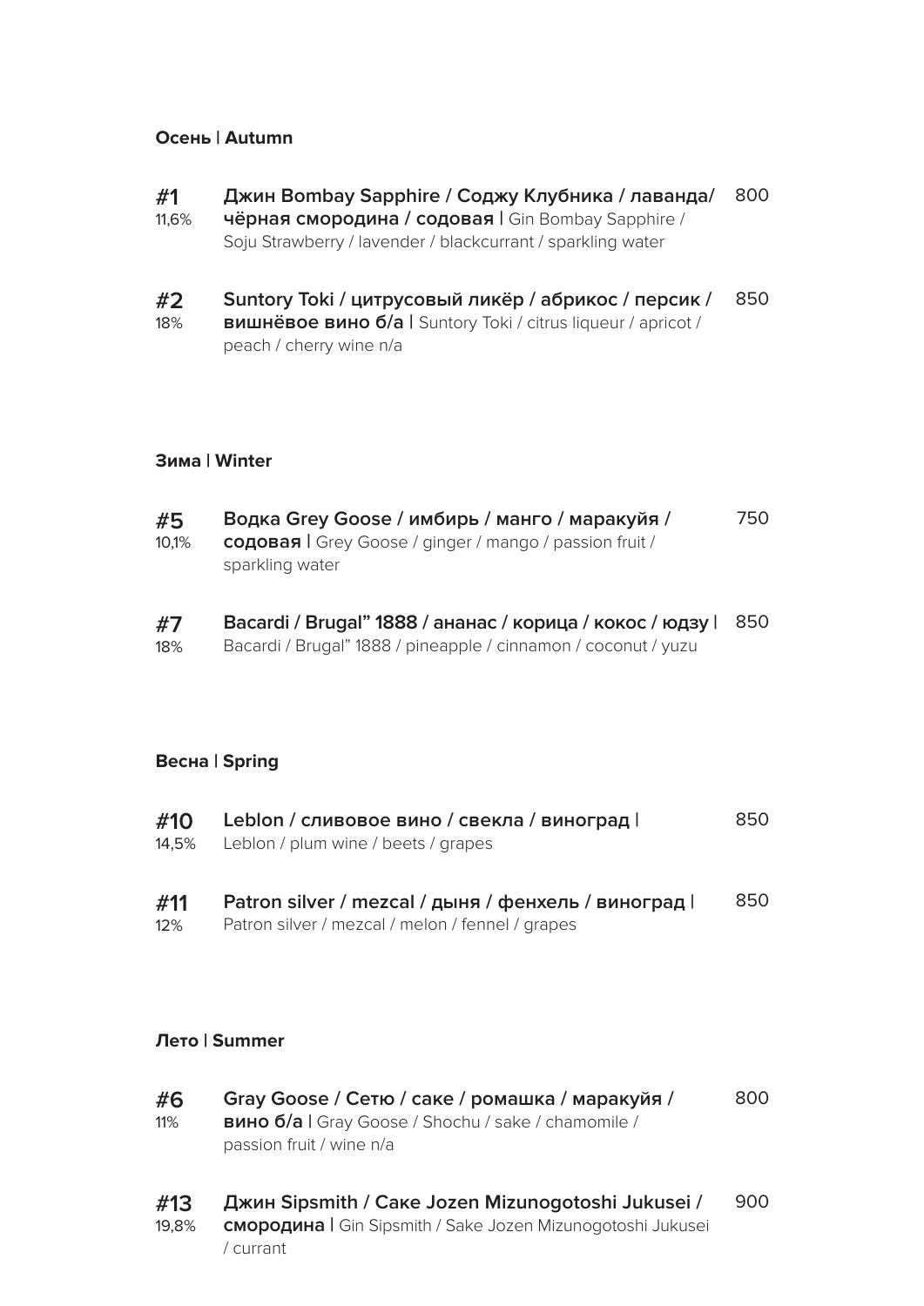### Осень | Autumn

**#1** 11,6% — **Джин Bombay Sapphire / Соджу Клубника / лаванда/ чёрная смородина / содовая |** Gin Bombay Sapphire / Soju Strawberry / lavender / blackcurrant / sparkling water — 800

**#2** 18% — **Suntory Toki / цитрусовый ликёр / абрикос / персик / вишнёвое вино б/а |** Suntory Toki / citrus liqueur / apricot / peach / cherry wine n/a — 850

### Зима | Winter

**#5** 10,1% — **Водка Grey Goose / имбирь / манго / маракуйя / содовая |** Grey Goose / ginger / mango / passion fruit / sparkling water — 750

**#7** 18% — **Bacardi / Brugal" 1888 / ананас / корица / кокос / юдзу |** Bacardi / Brugal" 1888 / pineapple / cinnamon / coconut / yuzu — 850

### Весна | Spring

**#10** 14,5% — **Leblon / сливовое вино / свекла / виноград |** Leblon / plum wine / beets / grapes — 850

**#11** 12% — **Patron silver / mezcal / дыня / фенхель / виноград |** Patron silver / mezcal / melon / fennel / grapes — 850

### Лето | Summer

**#6** 11% — **Gray Goose / Сетю / саке / ромашка / маракуйя / вино б/а |** Gray Goose / Shochu / sake / chamomile / passion fruit / wine n/a — 800

**#13** 19,8% — **Джин Sipsmith / Саке Jozen Mizunogotoshi Jukusei / смородина |** Gin Sipsmith / Sake Jozen Mizunogotoshi Jukusei / currant — 900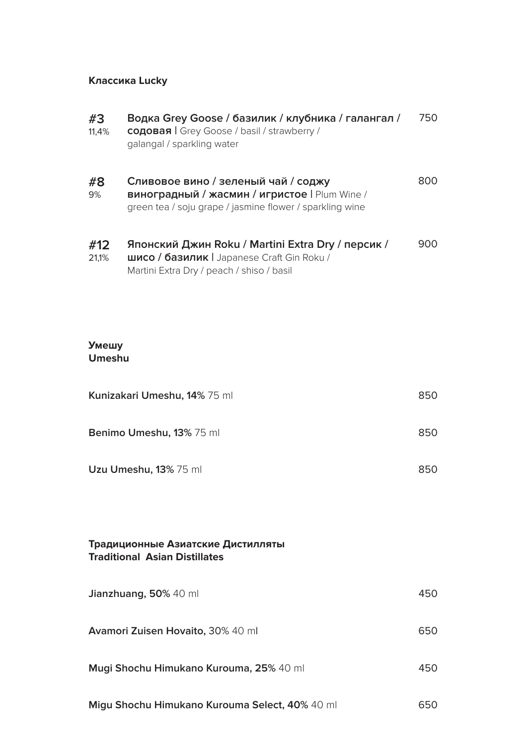## Классика Lucky

**#3**
11,4%

**Водка Grey Goose / базилик / клубника / галангал / содовая** | Grey Goose / basil / strawberry / galangal / sparkling water — 750

**#8**
9%

**Сливовое вино / зеленый чай / соджу виноградный / жасмин / игристое** | Plum Wine / green tea / soju grape / jasmine flower / sparkling wine — 800

**#12**
21,1%

**Японский Джин Roku / Martini Extra Dry / персик / шисо / базилик** | Japanese Craft Gin Roku / Martini Extra Dry / peach / shiso / basil — 900

## Умешу
## Umeshu

| | |
|---|---|
| **Kunizakari Umeshu, 14%** 75 ml | 850 |
| **Benimo Umeshu, 13%** 75 ml | 850 |
| **Uzu Umeshu, 13%** 75 ml | 850 |

## Традиционные Азиатские Дистилляты
## Traditional Asian Distillates

| | |
|---|---|
| **Jianzhuang, 50%** 40 ml | 450 |
| **Avamori Zuisen Hovaito,** 30% 40 ml | 650 |
| **Mugi Shochu Himukano Kurouma, 25%** 40 ml | 450 |
| **Migu Shochu Himukano Kurouma Select, 40%** 40 ml | 650 |